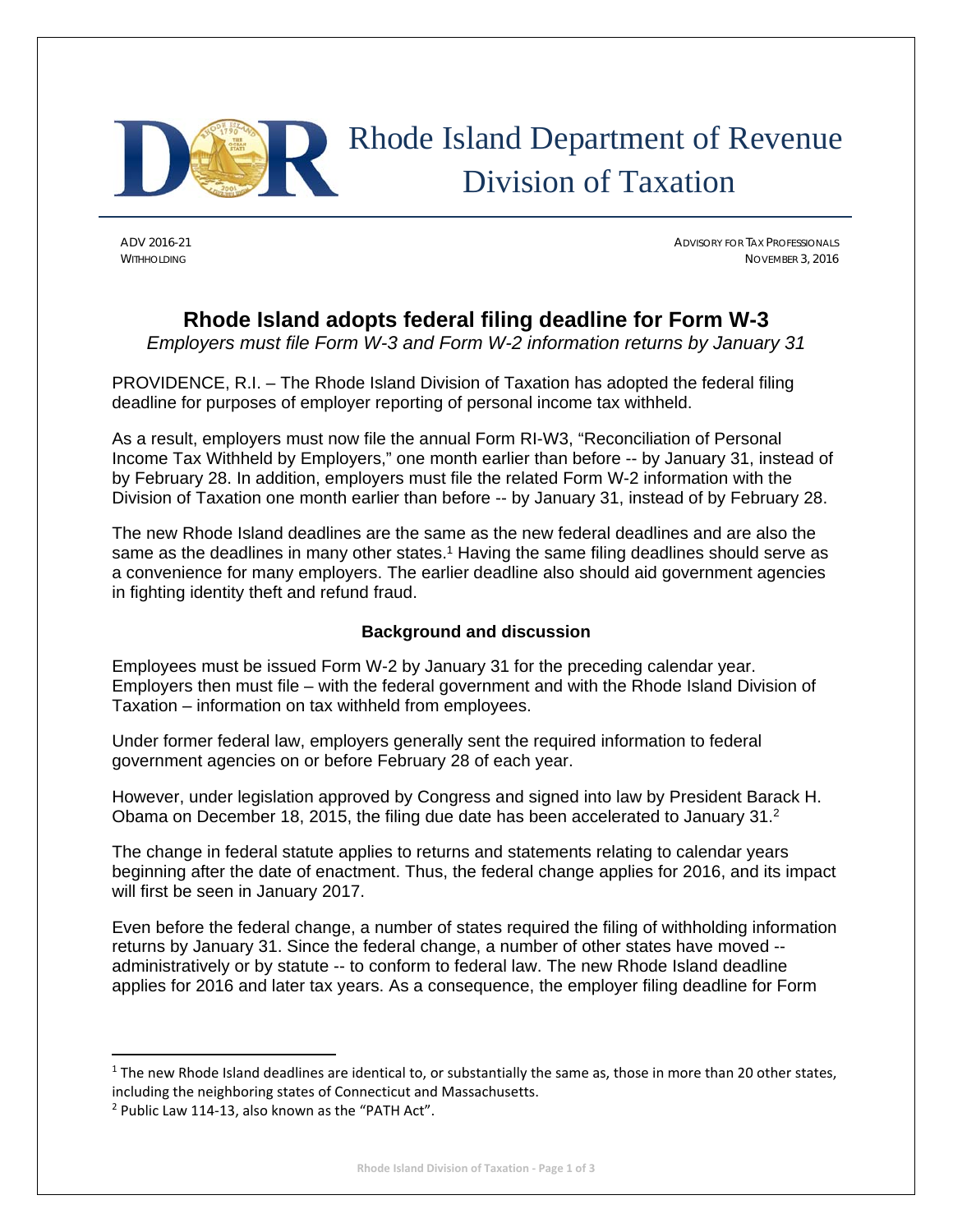# Rhode Island Department of Revenue
## Division of Taxation

ADV 2016-21
WITHHOLDING

ADVISORY FOR TAX PROFESSIONALS
NOVEMBER 3, 2016

## Rhode Island adopts federal filing deadline for Form W-3

*Employers must file Form W-3 and Form W-2 information returns by January 31*

PROVIDENCE, R.I. – The Rhode Island Division of Taxation has adopted the federal filing deadline for purposes of employer reporting of personal income tax withheld.

As a result, employers must now file the annual Form RI-W3, "Reconciliation of Personal Income Tax Withheld by Employers," one month earlier than before -- by January 31, instead of by February 28. In addition, employers must file the related Form W-2 information with the Division of Taxation one month earlier than before -- by January 31, instead of by February 28.

The new Rhode Island deadlines are the same as the new federal deadlines and are also the same as the deadlines in many other states.[1] Having the same filing deadlines should serve as a convenience for many employers. The earlier deadline also should aid government agencies in fighting identity theft and refund fraud.

### Background and discussion

Employees must be issued Form W-2 by January 31 for the preceding calendar year. Employers then must file – with the federal government and with the Rhode Island Division of Taxation – information on tax withheld from employees.

Under former federal law, employers generally sent the required information to federal government agencies on or before February 28 of each year.

However, under legislation approved by Congress and signed into law by President Barack H. Obama on December 18, 2015, the filing due date has been accelerated to January 31.[2]

The change in federal statute applies to returns and statements relating to calendar years beginning after the date of enactment. Thus, the federal change applies for 2016, and its impact will first be seen in January 2017.

Even before the federal change, a number of states required the filing of withholding information returns by January 31. Since the federal change, a number of other states have moved -- administratively or by statute -- to conform to federal law. The new Rhode Island deadline applies for 2016 and later tax years. As a consequence, the employer filing deadline for Form

---

[1] The new Rhode Island deadlines are identical to, or substantially the same as, those in more than 20 other states, including the neighboring states of Connecticut and Massachusetts.

[2] Public Law 114-13, also known as the "PATH Act".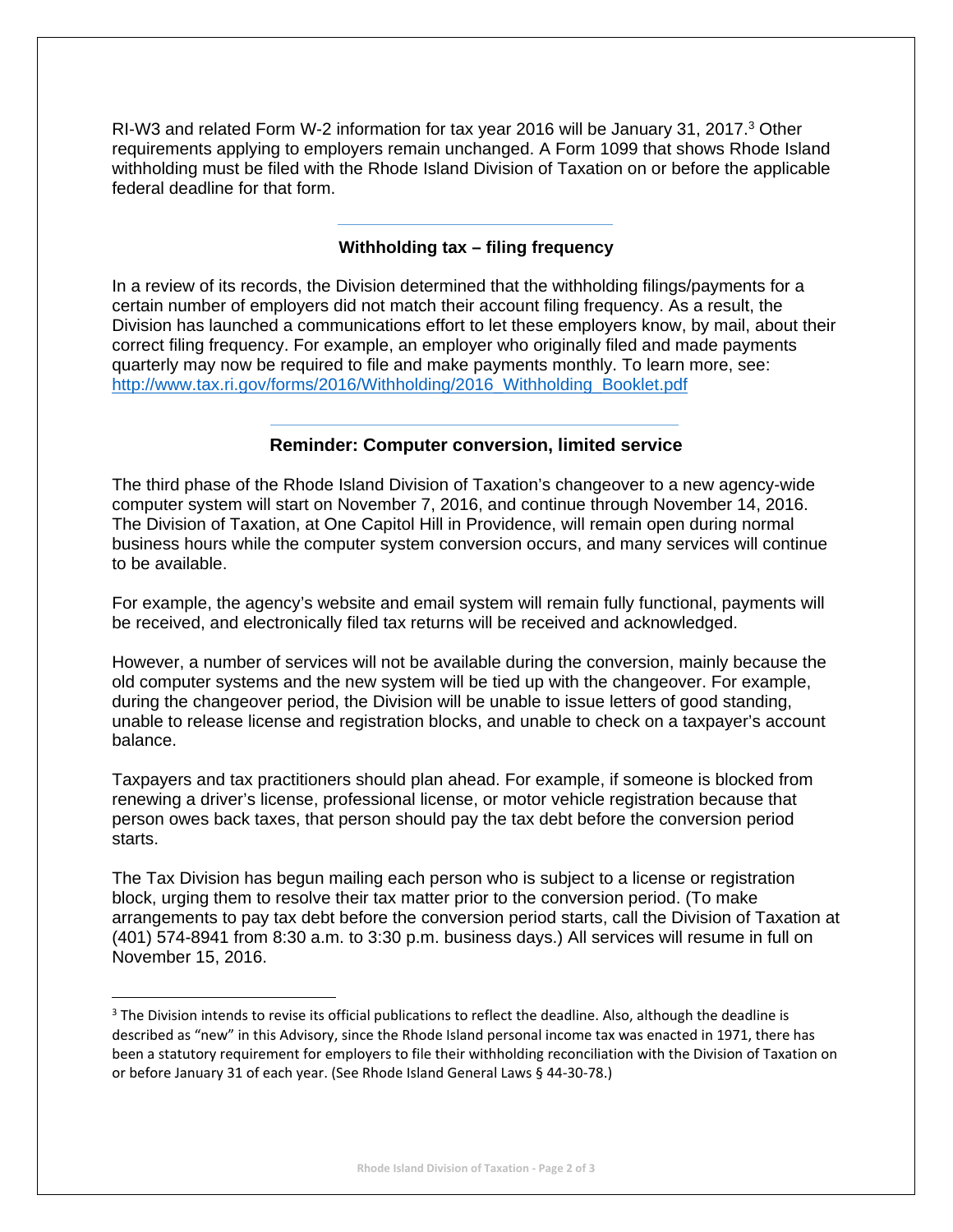RI-W3 and related Form W-2 information for tax year 2016 will be January 31, 2017.[3] Other requirements applying to employers remain unchanged. A Form 1099 that shows Rhode Island withholding must be filed with the Rhode Island Division of Taxation on or before the applicable federal deadline for that form.

---

## Withholding tax – filing frequency

In a review of its records, the Division determined that the withholding filings/payments for a certain number of employers did not match their account filing frequency. As a result, the Division has launched a communications effort to let these employers know, by mail, about their correct filing frequency. For example, an employer who originally filed and made payments quarterly may now be required to file and make payments monthly. To learn more, see: http://www.tax.ri.gov/forms/2016/Withholding/2016_Withholding_Booklet.pdf

---

## Reminder: Computer conversion, limited service

The third phase of the Rhode Island Division of Taxation's changeover to a new agency-wide computer system will start on November 7, 2016, and continue through November 14, 2016. The Division of Taxation, at One Capitol Hill in Providence, will remain open during normal business hours while the computer system conversion occurs, and many services will continue to be available.

For example, the agency's website and email system will remain fully functional, payments will be received, and electronically filed tax returns will be received and acknowledged.

However, a number of services will not be available during the conversion, mainly because the old computer systems and the new system will be tied up with the changeover. For example, during the changeover period, the Division will be unable to issue letters of good standing, unable to release license and registration blocks, and unable to check on a taxpayer's account balance.

Taxpayers and tax practitioners should plan ahead. For example, if someone is blocked from renewing a driver's license, professional license, or motor vehicle registration because that person owes back taxes, that person should pay the tax debt before the conversion period starts.

The Tax Division has begun mailing each person who is subject to a license or registration block, urging them to resolve their tax matter prior to the conversion period. (To make arrangements to pay tax debt before the conversion period starts, call the Division of Taxation at (401) 574-8941 from 8:30 a.m. to 3:30 p.m. business days.) All services will resume in full on November 15, 2016.

---

[3] The Division intends to revise its official publications to reflect the deadline. Also, although the deadline is described as "new" in this Advisory, since the Rhode Island personal income tax was enacted in 1971, there has been a statutory requirement for employers to file their withholding reconciliation with the Division of Taxation on or before January 31 of each year. (See Rhode Island General Laws § 44-30-78.)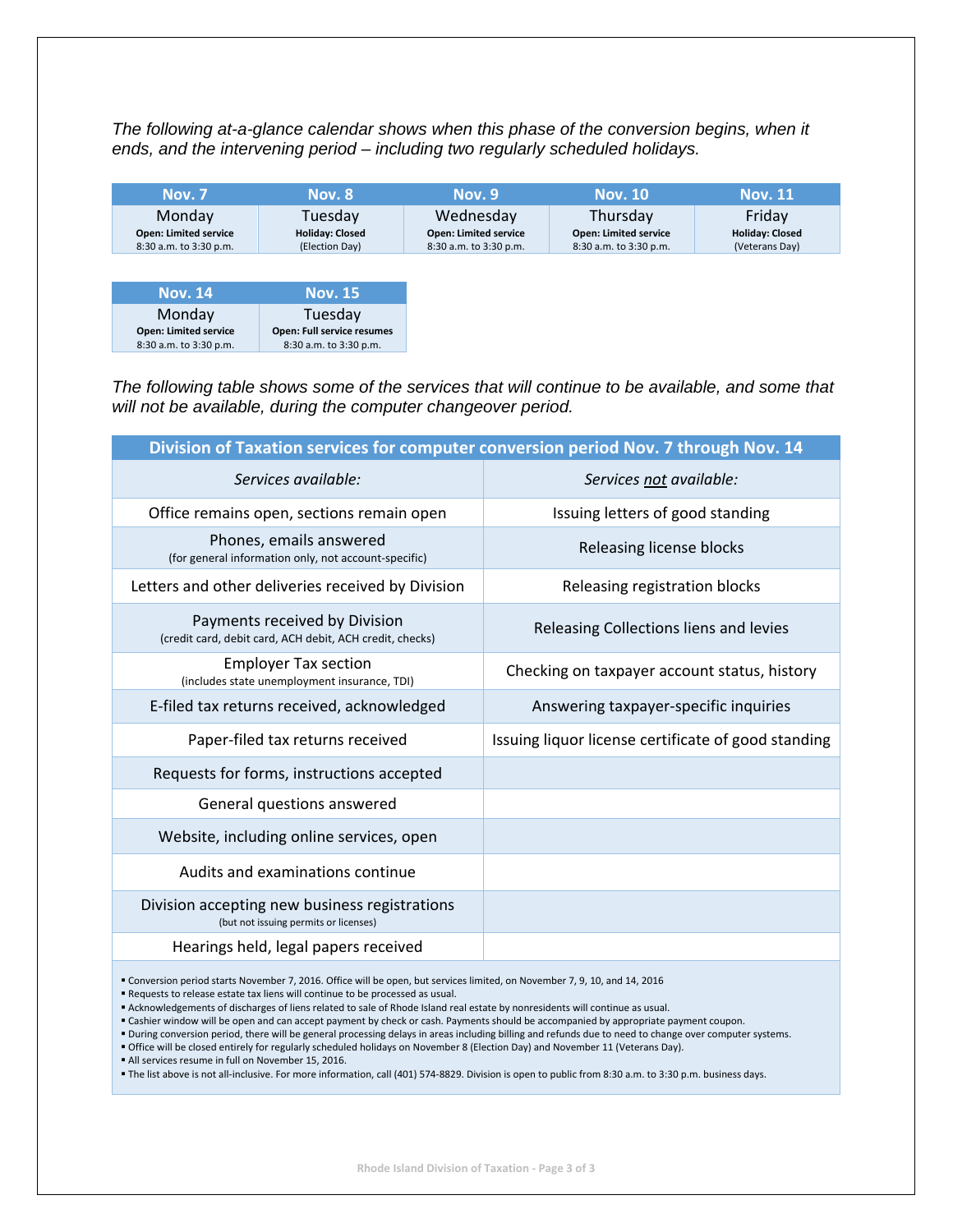*The following at-a-glance calendar shows when this phase of the conversion begins, when it ends, and the intervening period – including two regularly scheduled holidays.*

| Nov. 7 | Nov. 8 | Nov. 9 | Nov. 10 | Nov. 11 |
|---|---|---|---|---|
| Monday<br>**Open: Limited service**<br>8:30 a.m. to 3:30 p.m. | Tuesday<br>**Holiday: Closed**<br>(Election Day) | Wednesday<br>**Open: Limited service**<br>8:30 a.m. to 3:30 p.m. | Thursday<br>**Open: Limited service**<br>8:30 a.m. to 3:30 p.m. | Friday<br>**Holiday: Closed**<br>(Veterans Day) |

| Nov. 14 | Nov. 15 |
|---|---|
| Monday<br>**Open: Limited service**<br>8:30 a.m. to 3:30 p.m. | Tuesday<br>**Open: Full service resumes**<br>8:30 a.m. to 3:30 p.m. |

*The following table shows some of the services that will continue to be available, and some that will not be available, during the computer changeover period.*

| **Division of Taxation services for computer conversion period Nov. 7 through Nov. 14** | |
|---|---|
| *Services available:* | *Services not available:* |
| Office remains open, sections remain open | Issuing letters of good standing |
| Phones, emails answered<br>(for general information only, not account-specific) | Releasing license blocks |
| Letters and other deliveries received by Division | Releasing registration blocks |
| Payments received by Division<br>(credit card, debit card, ACH debit, ACH credit, checks) | Releasing Collections liens and levies |
| Employer Tax section<br>(includes state unemployment insurance, TDI) | Checking on taxpayer account status, history |
| E-filed tax returns received, acknowledged | Answering taxpayer-specific inquiries |
| Paper-filed tax returns received | Issuing liquor license certificate of good standing |
| Requests for forms, instructions accepted | |
| General questions answered | |
| Website, including online services, open | |
| Audits and examinations continue | |
| Division accepting new business registrations<br>(but not issuing permits or licenses) | |
| Hearings held, legal papers received | |

- Conversion period starts November 7, 2016. Office will be open, but services limited, on November 7, 9, 10, and 14, 2016
- Requests to release estate tax liens will continue to be processed as usual.
- Acknowledgements of discharges of liens related to sale of Rhode Island real estate by nonresidents will continue as usual.
- Cashier window will be open and can accept payment by check or cash. Payments should be accompanied by appropriate payment coupon.
- During conversion period, there will be general processing delays in areas including billing and refunds due to need to change over computer systems.
- Office will be closed entirely for regularly scheduled holidays on November 8 (Election Day) and November 11 (Veterans Day).
- All services resume in full on November 15, 2016.
- The list above is not all-inclusive. For more information, call (401) 574-8829. Division is open to public from 8:30 a.m. to 3:30 p.m. business days.